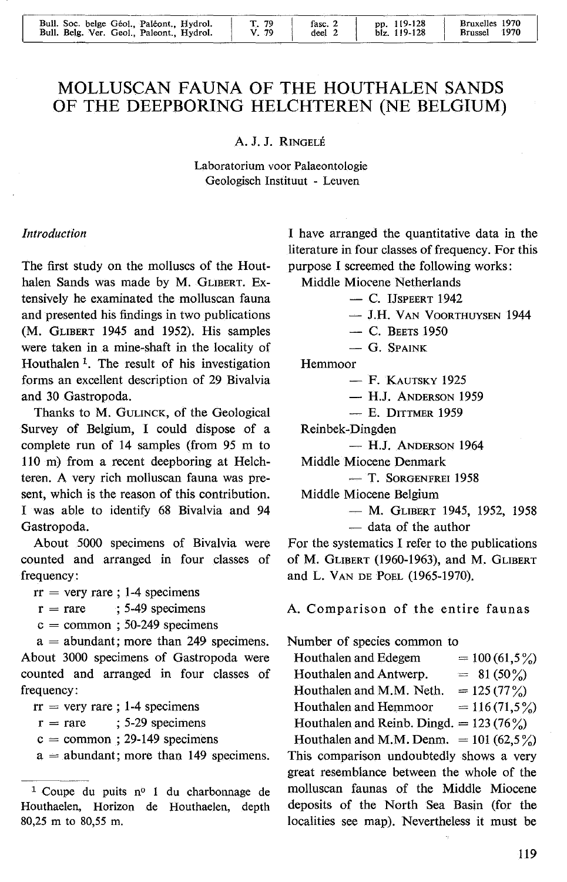# MOLLUSCAN FAUNA OF THE HOUTHALEN SANDS OF THE DEEPBORING HELCHTEREN (NE BELGIUM)

A. J. J. RINGELÉ

Laboratorium voor Palaeontologie
Geologisch Instituut - Leuven

*Introduction*

The first study on the molluscs of the Houthalen Sands was made by M. GLIBERT. Extensively he examinated the molluscan fauna and presented his findings in two publications (M. GLIBERT 1945 and 1952). His samples were taken in a mine-shaft in the locality of Houthalen [1]. The result of his investigation forms an excellent description of 29 Bivalvia and 30 Gastropoda.

Thanks to M. GULINCK, of the Geological Survey of Belgium, I could dispose of a complete run of 14 samples (from 95 m to 110 m) from a recent deepboring at Helchteren. A very rich molluscan fauna was present, which is the reason of this contribution. I was able to identify 68 Bivalvia and 94 Gastropoda.

About 5000 specimens of Bivalvia were counted and arranged in four classes of frequency:

rr = very rare ; 1-4 specimens
r = rare ; 5-49 specimens
c = common ; 50-249 specimens
a = abundant; more than 249 specimens.

About 3000 specimens of Gastropoda were counted and arranged in four classes of frequency:

rr = very rare ; 1-4 specimens
r = rare ; 5-29 specimens
c = common ; 29-149 specimens
a = abundant; more than 149 specimens.

I have arranged the quantitative data in the literature in four classes of frequency. For this purpose I screemed the following works:

Middle Miocene Netherlands
— C. IJSPEERT 1942
— J.H. VAN VOORTHUYSEN 1944
— C. BEETS 1950
— G. SPAINK

Hemmoor
— F. KAUTSKY 1925
— H.J. ANDERSON 1959
— E. DITTMER 1959

Reinbek-Dingden
— H.J. ANDERSON 1964

Middle Miocene Denmark
— T. SORGENFREI 1958

Middle Miocene Belgium
— M. GLIBERT 1945, 1952, 1958
— data of the author

For the systematics I refer to the publications of M. GLIBERT (1960-1963), and M. GLIBERT and L. VAN DE POEL (1965-1970).

## A. Comparison of the entire faunas

Number of species common to

Houthalen and Edegem = 100 (61,5 %)
Houthalen and Antwerp. = 81 (50 %)
Houthalen and M.M. Neth. = 125 (77 %)
Houthalen and Hemmoor = 116 (71,5 %)
Houthalen and Reinb. Dingd. = 123 (76 %)
Houthalen and M.M. Denm. = 101 (62,5 %)

This comparison undoubtedly shows a very great resemblance between the whole of the molluscan faunas of the Middle Miocene deposits of the North Sea Basin (for the localities see map). Nevertheless it must be

[1] Coupe du puits n° 1 du charbonnage de Houthaelen, Horizon de Houthaelen, depth 80,25 m to 80,55 m.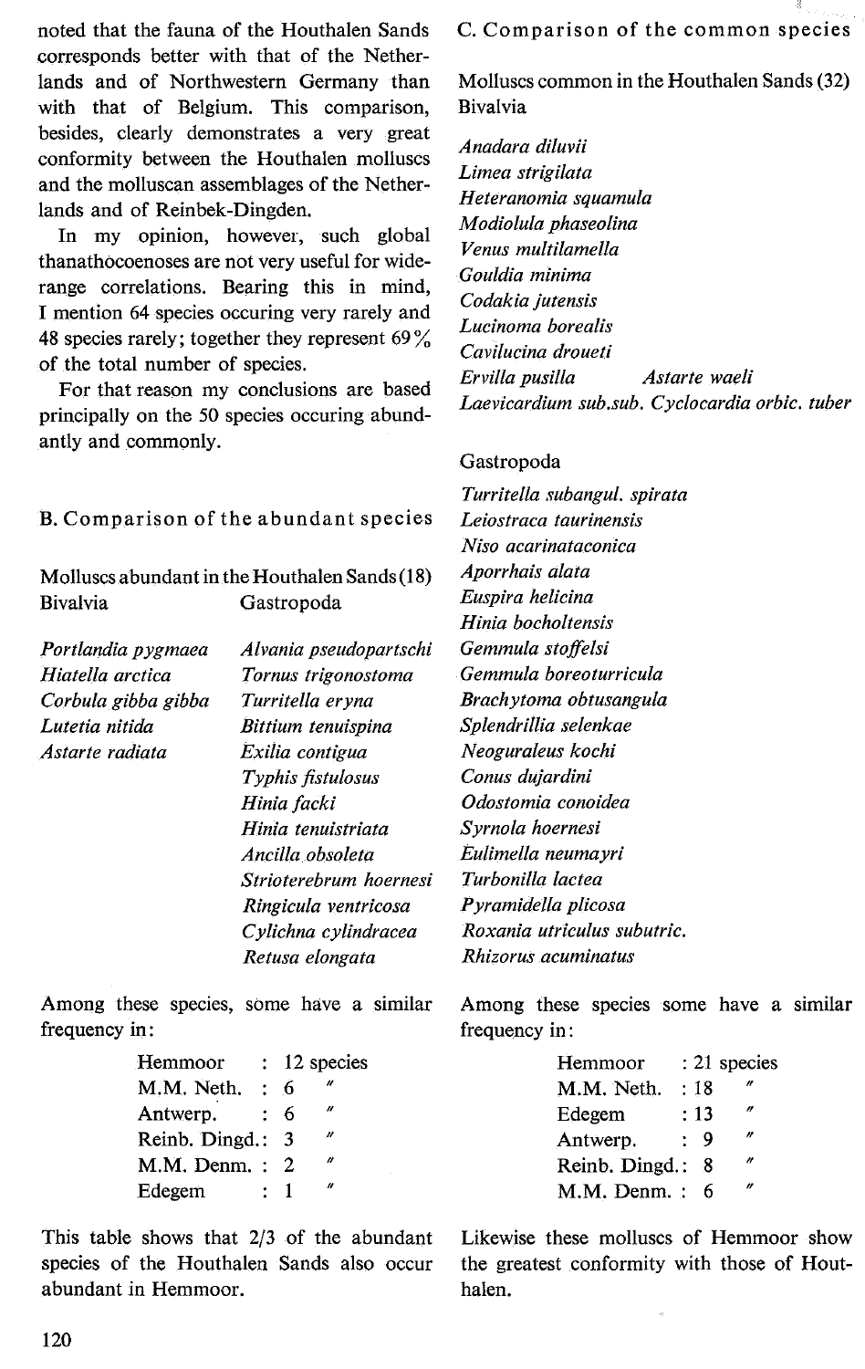noted that the fauna of the Houthalen Sands corresponds better with that of the Netherlands and of Northwestern Germany than with that of Belgium. This comparison, besides, clearly demonstrates a very great conformity between the Houthalen molluscs and the molluscan assemblages of the Netherlands and of Reinbek-Dingden.

In my opinion, however, such global thanathocoenoses are not very useful for wide-range correlations. Bearing this in mind, I mention 64 species occuring very rarely and 48 species rarely; together they represent 69 % of the total number of species.

For that reason my conclusions are based principally on the 50 species occuring abundantly and commonly.

## B. Comparison of the abundant species

Molluscs abundant in the Houthalen Sands (18)

| Bivalvia | Gastropoda |
|---|---|
| *Portlandia pygmaea* | *Alvania pseudopartschi* |
| *Hiatella arctica* | *Tornus trigonostoma* |
| *Corbula gibba gibba* | *Turritella eryna* |
| *Lutetia nitida* | *Bittium tenuispina* |
| *Astarte radiata* | *Exilia contigua* |
| | *Typhis fistulosus* |
| | *Hinia facki* |
| | *Hinia tenuistriata* |
| | *Ancilla obsoleta* |
| | *Strioterebrum hoernesi* |
| | *Ringicula ventricosa* |
| | *Cylichna cylindracea* |
| | *Retusa elongata* |

Among these species, some have a similar frequency in:

| | |
|---|---|
| Hemmoor | : 12 species |
| M.M. Neth. | : 6 " |
| Antwerp. | : 6 " |
| Reinb. Dingd. | : 3 " |
| M.M. Denm. | : 2 " |
| Edegem | : 1 " |

This table shows that 2/3 of the abundant species of the Houthalen Sands also occur abundant in Hemmoor.

## C. Comparison of the common species

Molluscs common in the Houthalen Sands (32)

Bivalvia

*Anadara diluvii*
*Limea strigilata*
*Heteranomia squamula*
*Modiolula phaseolina*
*Venus multilamella*
*Gouldia minima*
*Codakia jutensis*
*Lucinoma borealis*
*Cavilucina droueti*
*Ervilla pusilla* *Astarte waeli*
*Laevicardium sub.sub.* *Cyclocardia orbic. tuber*

Gastropoda

*Turritella subangul. spirata*
*Leiostraca taurinensis*
*Niso acarinataconica*
*Aporrhais alata*
*Euspira helicina*
*Hinia bocholtensis*
*Gemmula stoffelsi*
*Gemmula boreoturricula*
*Brachytoma obtusangula*
*Splendrillia selenkae*
*Neoguraleus kochi*
*Conus dujardini*
*Odostomia conoidea*
*Syrnola hoernesi*
*Eulimella neumayri*
*Turbonilla lactea*
*Pyramidella plicosa*
*Roxania utriculus subutric.*
*Rhizorus acuminatus*

Among these species some have a similar frequency in:

| | |
|---|---|
| Hemmoor | : 21 species |
| M.M. Neth. | : 18 " |
| Edegem | : 13 " |
| Antwerp. | : 9 " |
| Reinb. Dingd. | : 8 " |
| M.M. Denm. | : 6 " |

Likewise these molluscs of Hemmoor show the greatest conformity with those of Houthalen.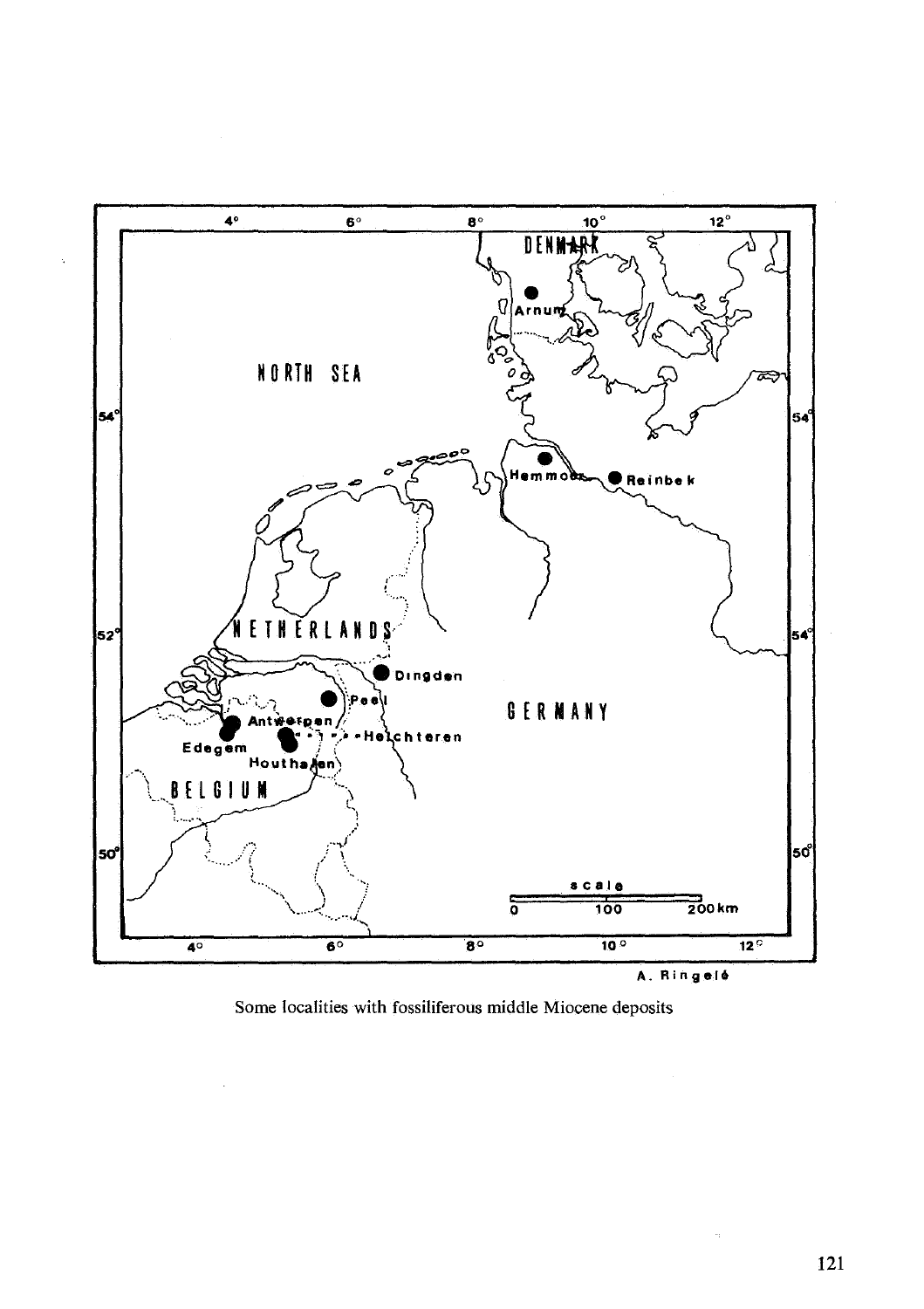Some localities with fossiliferous middle Miocene deposits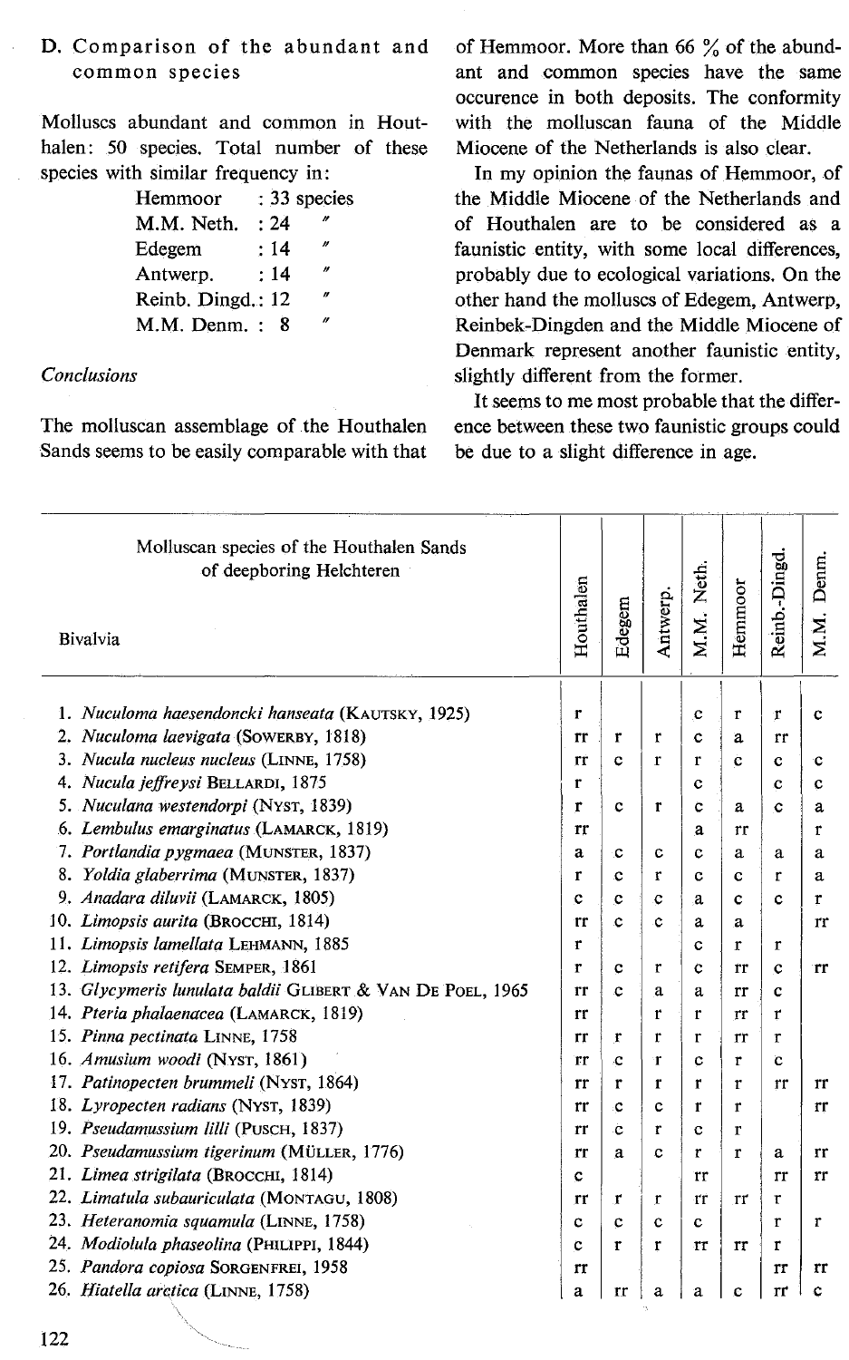## D. Comparison of the abundant and common species

Molluscs abundant and common in Houthalen: 50 species. Total number of these species with similar frequency in:

| | |
|---|---|
| Hemmoor | : 33 species |
| M.M. Neth. | : 24 " |
| Edegem | : 14 " |
| Antwerp. | : 14 " |
| Reinb. Dingd. | : 12 " |
| M.M. Denm. | : 8 " |

### *Conclusions*

The molluscan assemblage of the Houthalen Sands seems to be easily comparable with that of Hemmoor. More than 66 % of the abundant and common species have the same occurence in both deposits. The conformity with the molluscan fauna of the Middle Miocene of the Netherlands is also clear.

In my opinion the faunas of Hemmoor, of the Middle Miocene of the Netherlands and of Houthalen are to be considered as a faunistic entity, with some local differences, probably due to ecological variations. On the other hand the molluscs of Edegem, Antwerp, Reinbek-Dingden and the Middle Miocene of Denmark represent another faunistic entity, slightly different from the former.

It seems to me most probable that the difference between these two faunistic groups could be due to a slight difference in age.

| Molluscan species of the Houthalen Sands of deepboring Helchteren<br><br>Bivalvia | Houthalen | Edegem | Antwerp. | M.M. Neth. | Hemmoor | Reinb.-Dingd. | M.M. Denm. |
|---|---|---|---|---|---|---|---|
| 1. *Nuculoma haesendoncki hanseata* (KAUTSKY, 1925) | r | | | c | r | r | c |
| 2. *Nuculoma laevigata* (SOWERBY, 1818) | rr | r | r | c | a | rr | |
| 3. *Nucula nucleus nucleus* (LINNE, 1758) | rr | c | r | r | c | c | c |
| 4. *Nucula jeffreysi* BELLARDI, 1875 | r | | | c | | c | c |
| 5. *Nuculana westendorpi* (NYST, 1839) | r | c | r | c | a | c | a |
| 6. *Lembulus emarginatus* (LAMARCK, 1819) | rr | | | a | rr | | r |
| 7. *Portlandia pygmaea* (MUNSTER, 1837) | a | c | c | c | a | a | a |
| 8. *Yoldia glaberrima* (MUNSTER, 1837) | r | c | r | c | c | r | a |
| 9. *Anadara diluvii* (LAMARCK, 1805) | c | c | c | a | c | c | r |
| 10. *Limopsis aurita* (BROCCHI, 1814) | rr | c | c | a | a | | rr |
| 11. *Limopsis lamellata* LEHMANN, 1885 | r | | | c | r | r | |
| 12. *Limopsis retifera* SEMPER, 1861 | r | c | r | c | rr | c | rr |
| 13. *Glycymeris lunulata baldii* GLIBERT & VAN DE POEL, 1965 | rr | c | a | a | rr | c | |
| 14. *Pteria phalaenacea* (LAMARCK, 1819) | rr | | r | r | rr | r | |
| 15. *Pinna pectinata* LINNE, 1758 | rr | r | r | r | rr | r | |
| 16. *Amusium woodi* (NYST, 1861) | rr | c | r | c | r | c | |
| 17. *Patinopecten brummeli* (NYST, 1864) | rr | r | r | r | r | rr | rr |
| 18. *Lyropecten radians* (NYST, 1839) | rr | c | c | r | r | | rr |
| 19. *Pseudamussium lilli* (PUSCH, 1837) | rr | c | r | c | r | | |
| 20. *Pseudamussium tigerinum* (MÜLLER, 1776) | rr | a | c | r | r | a | rr |
| 21. *Limea strigilata* (BROCCHI, 1814) | c | | | rr | | rr | rr |
| 22. *Limatula subauriculata* (MONTAGU, 1808) | rr | r | r | rr | rr | r | |
| 23. *Heteranomia squamula* (LINNE, 1758) | c | c | c | c | | r | r |
| 24. *Modiolula phaseolina* (PHILIPPI, 1844) | c | r | r | rr | rr | r | |
| 25. *Pandora copiosa* SORGENFREI, 1958 | rr | | | | | rr | rr |
| 26. *Hiatella arctica* (LINNE, 1758) | a | rr | a | a | c | rr | c |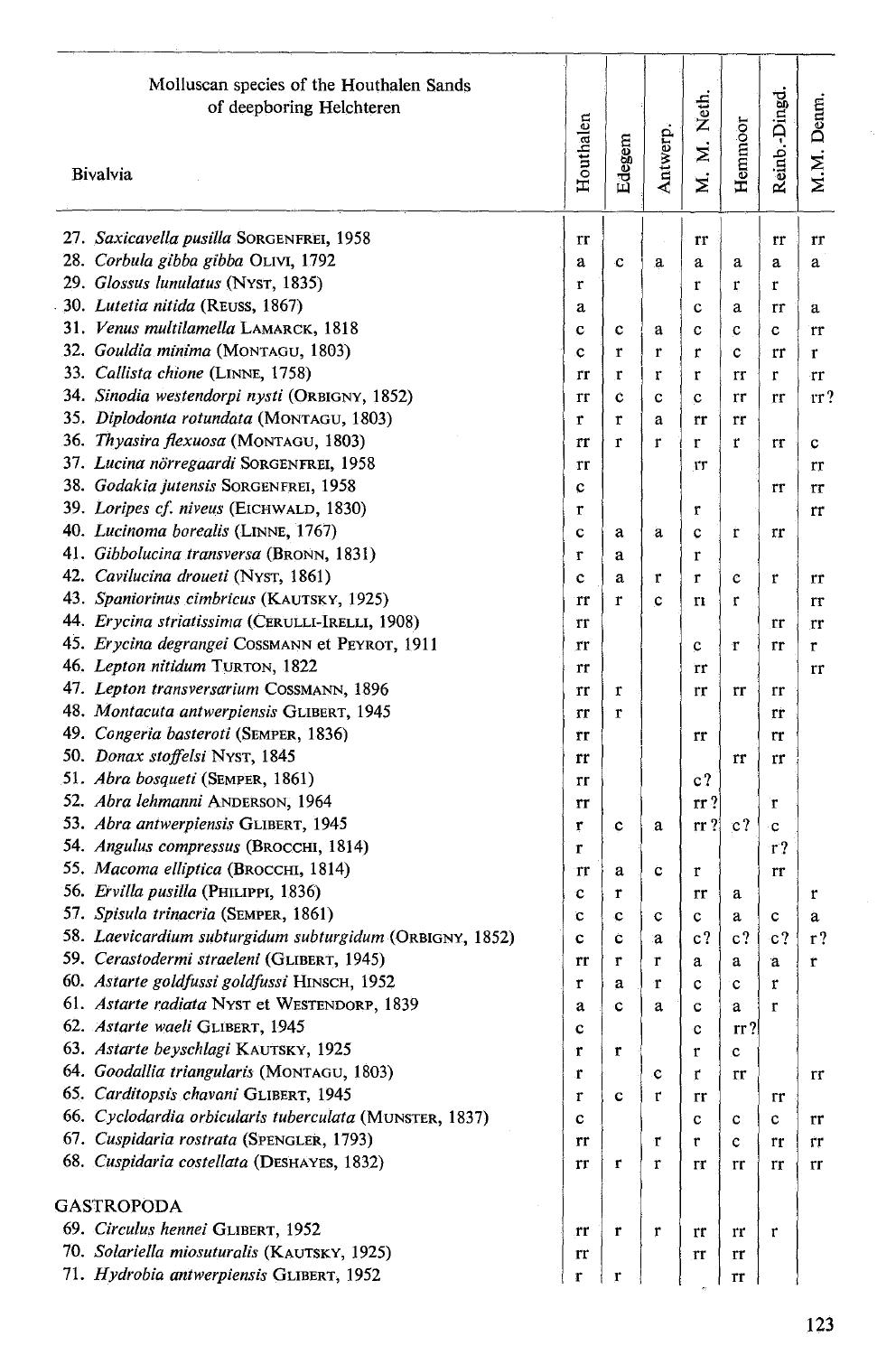| Molluscan species of the Houthalen Sands of deepboring Helchteren<br><br>Bivalvia | Houthalen | Edegem | Antwerp. | M. M. Neth. | Hemmoor | Reinb.-Dingd. | M.M. Denm. |
|---|---|---|---|---|---|---|---|
| 27. *Saxicavella pusilla* SORGENFREI, 1958 | rr | | | rr | | rr | rr |
| 28. *Corbula gibba gibba* OLIVI, 1792 | a | c | a | a | a | a | a |
| 29. *Glossus lunulatus* (NYST, 1835) | r | | | r | r | r | |
| 30. *Lutetia nitida* (REUSS, 1867) | a | | | c | a | rr | a |
| 31. *Venus multilamella* LAMARCK, 1818 | c | c | a | c | c | c | rr |
| 32. *Gouldia minima* (MONTAGU, 1803) | c | r | r | r | c | rr | r |
| 33. *Callista chione* (LINNE, 1758) | rr | r | r | r | rr | r | rr |
| 34. *Sinodia westendorpi nysti* (ORBIGNY, 1852) | rr | c | c | c | rr | rr | rr? |
| 35. *Diplodonta rotundata* (MONTAGU, 1803) | r | r | a | rr | rr | | |
| 36. *Thyasira flexuosa* (MONTAGU, 1803) | rr | r | r | r | r | rr | c |
| 37. *Lucina nörregaardi* SORGENFREI, 1958 | rr | | | rr | | | rr |
| 38. *Godakia jutensis* SORGENFREI, 1958 | c | | | | | rr | rr |
| 39. *Loripes cf. niveus* (EICHWALD, 1830) | r | | | r | | | rr |
| 40. *Lucinoma borealis* (LINNE, 1767) | c | a | a | c | r | rr | |
| 41. *Gibbolucina transversa* (BRONN, 1831) | r | a | | r | | | |
| 42. *Cavilucina droueti* (NYST, 1861) | c | a | r | r | c | r | rr |
| 43. *Spaniorinus cimbricus* (KAUTSKY, 1925) | rr | r | c | rr | r | | rr |
| 44. *Erycina striatissima* (CERULLI-IRELLI, 1908) | rr | | | | | rr | rr |
| 45. *Erycina degrangei* COSSMANN et PEYROT, 1911 | rr | | | c | r | rr | r |
| 46. *Lepton nitidum* TURTON, 1822 | rr | | | rr | | | rr |
| 47. *Lepton transversarium* COSSMANN, 1896 | rr | r | | rr | rr | rr | |
| 48. *Montacuta antwerpiensis* GLIBERT, 1945 | rr | r | | | | rr | |
| 49. *Congeria basteroti* (SEMPER, 1836) | rr | | | rr | | rr | |
| 50. *Donax stoffelsi* NYST, 1845 | rr | | | | rr | rr | |
| 51. *Abra bosqueti* (SEMPER, 1861) | rr | | | c? | | | |
| 52. *Abra lehmanni* ANDERSON, 1964 | rr | | | rr? | | r | |
| 53. *Abra antwerpiensis* GLIBERT, 1945 | r | c | a | rr? | c? | c | |
| 54. *Angulus compressus* (BROCCHI, 1814) | r | | | | | r? | |
| 55. *Macoma elliptica* (BROCCHI, 1814) | rr | a | c | r | | rr | |
| 56. *Ervilla pusilla* (PHILIPPI, 1836) | c | r | | rr | a | | r |
| 57. *Spisula trinacria* (SEMPER, 1861) | c | c | c | c | a | c | a |
| 58. *Laevicardium subturgidum subturgidum* (ORBIGNY, 1852) | c | c | a | c? | c? | c? | r? |
| 59. *Cerastodermi straeleni* (GLIBERT, 1945) | rr | r | r | a | a | a | r |
| 60. *Astarte goldfussi goldfussi* HINSCH, 1952 | r | a | r | c | c | r | |
| 61. *Astarte radiata* NYST et WESTENDORP, 1839 | a | c | a | c | a | r | |
| 62. *Astarte waeli* GLIBERT, 1945 | c | | | c | rr? | | |
| 63. *Astarte beyschlagi* KAUTSKY, 1925 | r | r | | r | c | | |
| 64. *Goodallia triangularis* (MONTAGU, 1803) | r | | c | r | rr | | rr |
| 65. *Carditopsis chavani* GLIBERT, 1945 | r | c | r | rr | | rr | |
| 66. *Cyclodardia orbicularis tuberculata* (MUNSTER, 1837) | c | | | c | c | c | rr |
| 67. *Cuspidaria rostrata* (SPENGLER, 1793) | rr | | r | r | c | rr | rr |
| 68. *Cuspidaria costellata* (DESHAYES, 1832) | rr | r | r | rr | rr | rr | rr |
| GASTROPODA | | | | | | | |
| 69. *Circulus hennei* GLIBERT, 1952 | rr | r | r | rr | rr | r | |
| 70. *Solariella miosuturalis* (KAUTSKY, 1925) | rr | | | rr | rr | | |
| 71. *Hydrobia antwerpiensis* GLIBERT, 1952 | r | r | | | rr | | |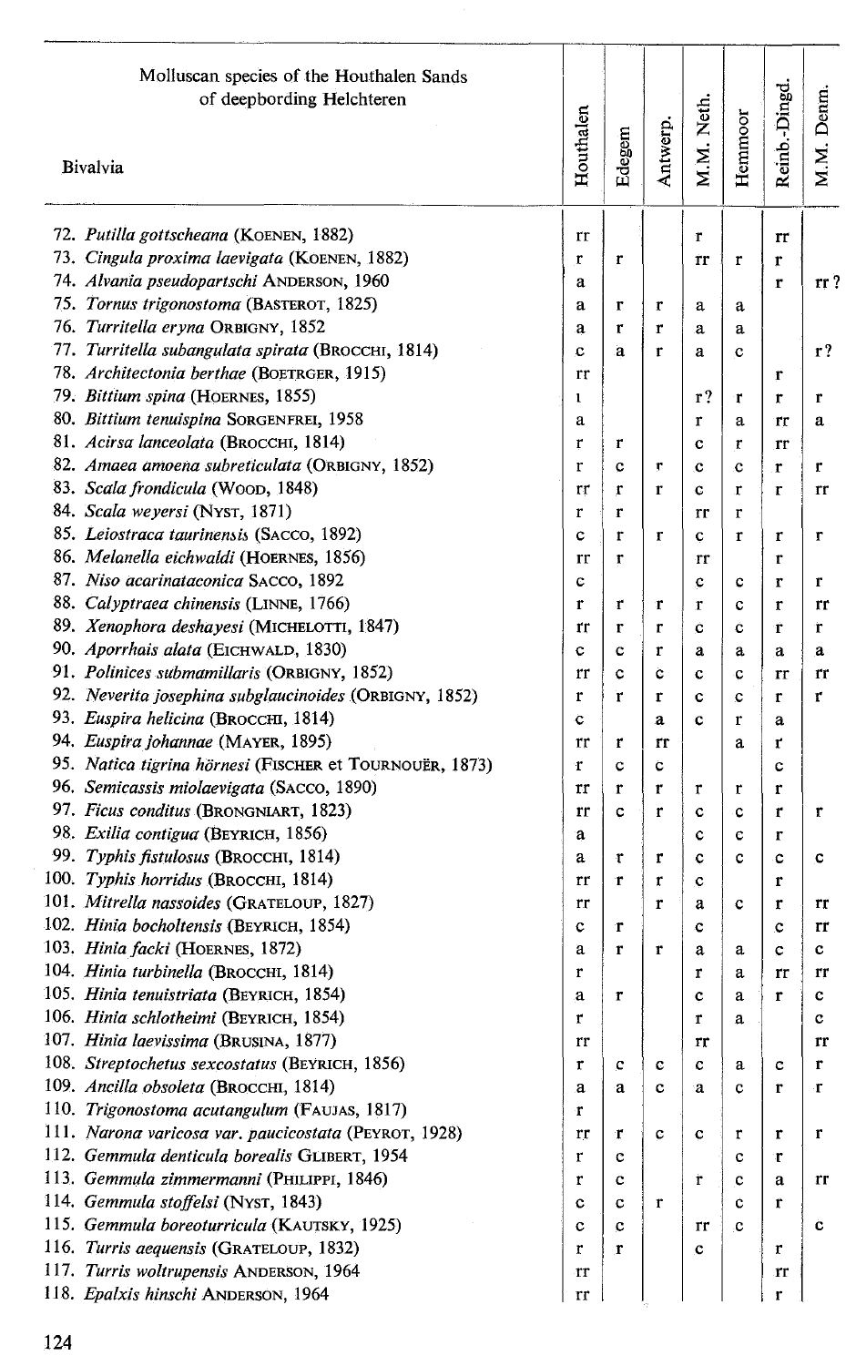| Molluscan species of the Houthalen Sands of deepbording Helchteren<br>Bivalvia | Houthalen | Edegem | Antwerp. | M.M. Neth. | Hemmoor | Reinb.-Dingd. | M.M. Denm. |
|---|---|---|---|---|---|---|---|
| 72. *Putilla gottscheana* (KOENEN, 1882) | rr | | | r | | rr | |
| 73. *Cingula proxima laevigata* (KOENEN, 1882) | r | r | | rr | r | r | |
| 74. *Alvania pseudopartschi* ANDERSON, 1960 | a | | | | | r | rr ? |
| 75. *Tornus trigonostoma* (BASTEROT, 1825) | a | r | r | a | a | | |
| 76. *Turritella eryna* ORBIGNY, 1852 | a | r | r | a | a | | |
| 77. *Turritella subangulata spirata* (BROCCHI, 1814) | c | a | r | a | c | | r? |
| 78. *Architectonia berthae* (BOETRGER, 1915) | rr | | | | | r | |
| 79. *Bittium spina* (HOERNES, 1855) | r | | | r? | r | r | r |
| 80. *Bittium tenuispina* SORGENFREI, 1958 | a | | | r | a | rr | a |
| 81. *Acirsa lanceolata* (BROCCHI, 1814) | r | r | | c | r | rr | |
| 82. *Amaea amoena subreticulata* (ORBIGNY, 1852) | r | c | r | c | c | r | r |
| 83. *Scala frondicula* (WOOD, 1848) | rr | r | r | c | r | r | rr |
| 84. *Scala weyersi* (NYST, 1871) | r | r | | rr | r | | |
| 85. *Leiostraca taurinensis* (SACCO, 1892) | c | r | r | c | r | r | r |
| 86. *Melanella eichwaldi* (HOERNES, 1856) | rr | r | | rr | | r | |
| 87. *Niso acarinataconica* SACCO, 1892 | c | | | c | c | r | r |
| 88. *Calyptraea chinensis* (LINNE, 1766) | r | r | r | r | c | r | rr |
| 89. *Xenophora deshayesi* (MICHELOTTI, 1847) | rr | r | r | c | c | r | r |
| 90. *Aporrhais alata* (EICHWALD, 1830) | c | c | r | a | a | a | a |
| 91. *Polinices submamillaris* (ORBIGNY, 1852) | rr | c | c | c | c | rr | rr |
| 92. *Neverita josephina subglaucinoides* (ORBIGNY, 1852) | r | r | r | c | c | r | r |
| 93. *Euspira helicina* (BROCCHI, 1814) | c | | a | c | r | a | |
| 94. *Euspira johannae* (MAYER, 1895) | rr | r | rr | | a | r | |
| 95. *Natica tigrina hörnesi* (FISCHER et TOURNOUËR, 1873) | r | c | c | | | c | |
| 96. *Semicassis miolaevigata* (SACCO, 1890) | rr | r | r | r | r | r | |
| 97. *Ficus conditus* (BRONGNIART, 1823) | rr | c | r | c | c | r | r |
| 98. *Exilia contigua* (BEYRICH, 1856) | a | | | c | c | r | |
| 99. *Typhis fistulosus* (BROCCHI, 1814) | a | r | r | c | c | c | c |
| 100. *Typhis horridus* (BROCCHI, 1814) | rr | r | r | c | | r | |
| 101. *Mitrella nassoides* (GRATELOUP, 1827) | rr | | r | a | c | r | rr |
| 102. *Hinia bocholtensis* (BEYRICH, 1854) | c | r | | c | | c | rr |
| 103. *Hinia facki* (HOERNES, 1872) | a | r | r | a | a | c | c |
| 104. *Hinia turbinella* (BROCCHI, 1814) | r | | | r | a | rr | rr |
| 105. *Hinia tenuistriata* (BEYRICH, 1854) | a | r | | c | a | r | c |
| 106. *Hinia schlotheimi* (BEYRICH, 1854) | r | | | r | a | | c |
| 107. *Hinia laevissima* (BRUSINA, 1877) | rr | | | rr | | | rr |
| 108. *Streptochetus sexcostatus* (BEYRICH, 1856) | r | c | c | c | a | c | r |
| 109. *Ancilla obsoleta* (BROCCHI, 1814) | a | a | c | a | c | r | r |
| 110. *Trigonostoma acutangulum* (FAUJAS, 1817) | r | | | | | | |
| 111. *Narona varicosa var. paucicostata* (PEYROT, 1928) | rr | r | c | c | r | r | r |
| 112. *Gemmula denticula borealis* GLIBERT, 1954 | r | c | | | c | r | |
| 113. *Gemmula zimmermanni* (PHILIPPI, 1846) | r | c | | r | c | a | rr |
| 114. *Gemmula stoffelsi* (NYST, 1843) | c | c | r | | c | r | |
| 115. *Gemmula boreoturricula* (KAUTSKY, 1925) | c | c | | rr | c | | c |
| 116. *Turris aequensis* (GRATELOUP, 1832) | r | r | | c | | r | |
| 117. *Turris woltrupensis* ANDERSON, 1964 | rr | | | | | rr | |
| 118. *Epalxis hinschi* ANDERSON, 1964 | rr | | | | | r | |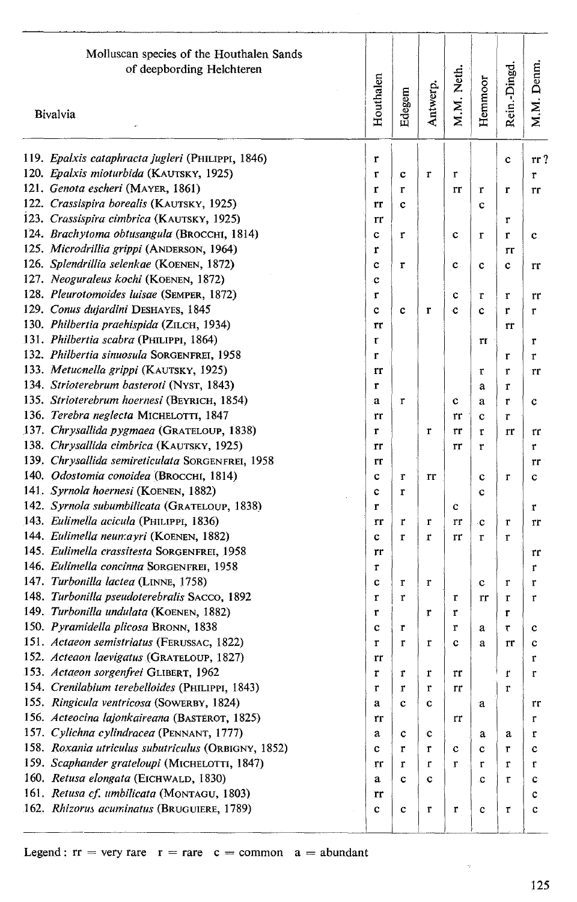| Molluscan species of the Houthalen Sands of deepbording Helchteren<br><br>Bivalvia | Houthalen | Edegem | Antwerp. | M.M. Neth. | Hemmoor | Rein.-Dingd. | M.M. Denm. |
|---|---|---|---|---|---|---|---|
| 119. *Epalxis cataphracta jugleri* (PHILIPPI, 1846) | r | | | | | c | rr ? |
| 120. *Epalxis mioturbida* (KAUTSKY, 1925) | r | c | r | r | | | r |
| 121. *Genota escheri* (MAYER, 1861) | r | r | | rr | r | r | rr |
| 122. *Crassispira borealis* (KAUTSKY, 1925) | rr | c | | | c | | |
| 123. *Crassispira cimbrica* (KAUTSKY, 1925) | rr | | | | | r | |
| 124. *Brachytoma obtusangula* (BROCCHI, 1814) | c | r | | c | r | r | c |
| 125. *Microdrillia grippi* (ANDERSON, 1964) | r | | | | | rr | |
| 126. *Splendrillia selenkae* (KOENEN, 1872) | c | r | | c | c | c | rr |
| 127. *Neoguraleus kochi* (KOENEN, 1872) | c | | | | | | |
| 128. *Pleurotomoides luisae* (SEMPER, 1872) | r | | | c | r | r | rr |
| 129. *Conus dujardini* DESHAYES, 1845 | c | c | r | c | c | r | r |
| 130. *Philbertia praehispida* (ZILCH, 1934) | rr | | | | | rr | |
| 131. *Philbertia scabra* (PHILIPPI, 1864) | r | | | | rr | | r |
| 132. *Philbertia sinuosula* SORGENFREI, 1958 | r | | | | | r | r |
| 133. *Metucnella grippi* (KAUTSKY, 1925) | rr | | | | r | r | rr |
| 134. *Strioterebrum basteroti* (NYST, 1843) | r | | | | a | r | |
| 135. *Strioterebrum hoernesi* (BEYRICH, 1854) | a | r | | c | a | r | c |
| 136. *Terebra neglecta* MICHELOTTI, 1847 | rr | | | rr | c | r | |
| 137. *Chrysallida pygmaea* (GRATELOUP, 1838) | r | | r | rr | r | rr | rr |
| 138. *Chrysallida cimbrica* (KAUTSKY, 1925) | rr | | | rr | r | | r |
| 139. *Chrysallida semireticulata* SORGENFREI, 1958 | rr | | | | | | rr |
| 140. *Odostomia conoidea* (BROCCHI, 1814) | c | r | rr | | c | r | c |
| 141. *Syrnola hoernesi* (KOENEN, 1882) | c | r | | | c | | |
| 142. *Syrnola subumbilicata* (GRATELOUP, 1838) | r | | | c | | | r |
| 143. *Eulimella acicula* (PHILIPPI, 1836) | rr | r | r | rr | c | r | rr |
| 144. *Eulimella neumayri* (KOENEN, 1882) | c | r | r | rr | r | r | |
| 145. *Eulimella crassitesta* SORGENFREI, 1958 | rr | | | | | | rr |
| 146. *Eulimella concinna* SORGENFREI, 1958 | r | | | | | | r |
| 147. *Turbonilla lactea* (LINNE, 1758) | c | r | r | | c | r | r |
| 148. *Turbonilla pseudoterebralis* SACCO, 1892 | r | r | | r | rr | r | r |
| 149. *Turbonilla undulata* (KOENEN, 1882) | r | | r | r | | r | |
| 150. *Pyramidella plicosa* BRONN, 1838 | c | r | | r | a | r | c |
| 151. *Actaeon semistriatus* (FERUSSAC, 1822) | r | r | r | c | a | rr | c |
| 152. *Acteon laevigatus* (GRATELOUP, 1827) | rr | | | | | | r |
| 153. *Actaeon sorgenfrei* GLIBERT, 1962 | r | r | r | rr | | r | r |
| 154. *Crenilabium terebelloides* (PHILIPPI, 1843) | r | r | r | rr | | r | |
| 155. *Ringicula ventricosa* (SOWERBY, 1824) | a | c | c | | a | | rr |
| 156. *Acteocina lajonkaireana* (BASTEROT, 1825) | rr | | | rr | | | r |
| 157. *Cylichna cylindracea* (PENNANT, 1777) | a | c | c | | a | a | r |
| 158. *Roxania utriculus subutriculus* (ORBIGNY, 1852) | c | r | r | c | c | r | c |
| 159. *Scaphander grateloupi* (MICHELOTTI, 1847) | rr | r | r | r | r | r | r |
| 160. *Retusa elongata* (EICHWALD, 1830) | a | c | c | | c | r | c |
| 161. *Retusa cf. umbilicata* (MONTAGU, 1803) | rr | | | | | | c |
| 162. *Rhizorus acuminatus* (BRUGUIERE, 1789) | c | c | r | r | c | r | c |

Legend: rr = very rare r = rare c = common a = abundant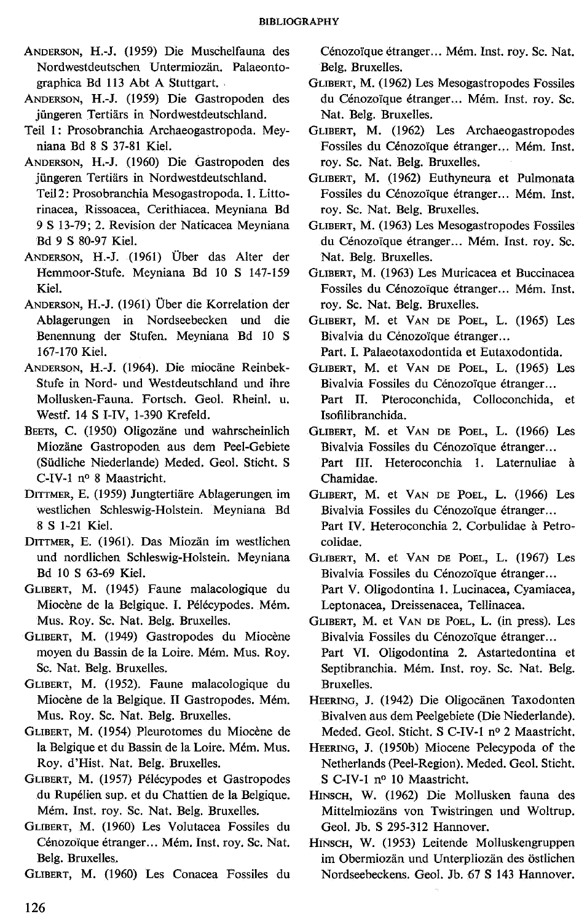ANDERSON, H.-J. (1959) Die Muschelfauna des Nordwestdeutschen Untermiozän. Palaeontographica Bd 113 Abt A Stuttgart.

ANDERSON, H.-J. (1959) Die Gastropoden des jüngeren Tertiärs in Nordwestdeutschland. Teil 1: Prosobranchia Archaeogastropoda. Meyniana Bd 8 S 37-81 Kiel.

ANDERSON, H.-J. (1960) Die Gastropoden des jüngeren Tertiärs in Nordwestdeutschland. Teil 2: Prosobranchia Mesogastropoda. 1. Littorinacea, Rissoacea, Cerithiacea. Meyniana Bd 9 S 13-79; 2. Revision der Naticacea Meyniana Bd 9 S 80-97 Kiel.

ANDERSON, H.-J. (1961) Über das Alter der Hemmoor-Stufe. Meyniana Bd 10 S 147-159 Kiel.

ANDERSON, H.-J. (1961) Über die Korrelation der Ablagerungen in Nordseebecken und die Benennung der Stufen. Meyniana Bd 10 S 167-170 Kiel.

ANDERSON, H.-J. (1964). Die miocäne Reinbek-Stufe in Nord- und Westdeutschland und ihre Mollusken-Fauna. Fortsch. Geol. Rheinl. u. Westf. 14 S I-IV, 1-390 Krefeld.

BEETS, C. (1950) Oligozäne und wahrscheinlich Miozäne Gastropoden aus dem Peel-Gebiete (Südliche Niederlande) Meded. Geol. Sticht. S C-IV-1 nº 8 Maastricht.

DITTMER, E. (1959) Jungtertiäre Ablagerungen im westlichen Schleswig-Holstein. Meyniana Bd 8 S 1-21 Kiel.

DITTMER, E. (1961). Das Miozän im westlichen und nordlichen Schleswig-Holstein. Meyniana Bd 10 S 63-69 Kiel.

GLIBERT, M. (1945) Faune malacologique du Miocène de la Belgique. I. Pélécypodes. Mém. Mus. Roy. Sc. Nat. Belg. Bruxelles.

GLIBERT, M. (1949) Gastropodes du Miocène moyen du Bassin de la Loire. Mém. Mus. Roy. Sc. Nat. Belg. Bruxelles.

GLIBERT, M. (1952). Faune malacologique du Miocène de la Belgique. II Gastropodes. Mém. Mus. Roy. Sc. Nat. Belg. Bruxelles.

GLIBERT, M. (1954) Pleurotomes du Miocène de la Belgique et du Bassin de la Loire. Mém. Mus. Roy. d'Hist. Nat. Belg. Bruxelles.

GLIBERT, M. (1957) Pélécypodes et Gastropodes du Rupélien sup. et du Chattien de la Belgique. Mém. Inst. roy. Sc. Nat. Belg. Bruxelles.

GLIBERT, M. (1960) Les Volutacea Fossiles du Cénozoïque étranger... Mém. Inst. roy. Sc. Nat. Belg. Bruxelles.

GLIBERT, M. (1960) Les Conacea Fossiles du Cénozoïque étranger... Mém. Inst. roy. Sc. Nat. Belg. Bruxelles.

GLIBERT, M. (1962) Les Mesogastropodes Fossiles du Cénozoïque étranger... Mém. Inst. roy. Sc. Nat. Belg. Bruxelles.

GLIBERT, M. (1962) Les Archaeogastropodes Fossiles du Cénozoïque étranger... Mém. Inst. roy. Sc. Nat. Belg. Bruxelles.

GLIBERT, M. (1962) Euthyneura et Pulmonata Fossiles du Cénozoïque étranger... Mém. Inst. roy. Sc. Nat. Belg. Bruxelles.

GLIBERT, M. (1963) Les Mesogastropodes Fossiles du Cénozoïque étranger... Mém. Inst. roy. Sc. Nat. Belg. Bruxelles.

GLIBERT, M. (1963) Les Muricacea et Buccinacea Fossiles du Cénozoïque étranger... Mém. Inst. roy. Sc. Nat. Belg. Bruxelles.

GLIBERT, M. et VAN DE POEL, L. (1965) Les Bivalvia du Cénozoïque étranger...
Part. I. Palaeotaxodontida et Eutaxodontida.

GLIBERT, M. et VAN DE POEL, L. (1965) Les Bivalvia Fossiles du Cénozoïque étranger...
Part II. Pteroconchida, Colloconchida, et Isofilibranchida.

GLIBERT, M. et VAN DE POEL, L. (1966) Les Bivalvia Fossiles du Cénozoïque étranger...
Part III. Heteroconchia 1. Laternuliae à Chamidae.

GLIBERT, M. et VAN DE POEL, L. (1966) Les Bivalvia Fossiles du Cénozoïque étranger...
Part IV. Heteroconchia 2. Corbulidae à Petrocolidae.

GLIBERT, M. et VAN DE POEL, L. (1967) Les Bivalvia Fossiles du Cénozoïque étranger...
Part V. Oligodontina 1. Lucinacea, Cyamiacea, Leptonacea, Dreissenacea, Tellinacea.

GLIBERT, M. et VAN DE POEL, L. (in press). Les Bivalvia Fossiles du Cénozoïque étranger...
Part VI. Oligodontina 2. Astartedontina et Septibranchia. Mém. Inst. roy. Sc. Nat. Belg. Bruxelles.

HEERING, J. (1942) Die Oligocänen Taxodonten Bivalven aus dem Peelgebiete (Die Niederlande). Meded. Geol. Sticht. S C-IV-1 nº 2 Maastricht.

HEERING, J. (1950b) Miocene Pelecypoda of the Netherlands (Peel-Region). Meded. Geol. Sticht. S C-IV-1 nº 10 Maastricht.

HINSCH, W. (1962) Die Mollusken fauna des Mittelmiozäns von Twistringen und Woltrup. Geol. Jb. S 295-312 Hannover.

HINSCH, W. (1953) Leitende Molluskengruppen im Obermiozän und Unterpliozän des östlichen Nordseebeckens. Geol. Jb. 67 S 143 Hannover.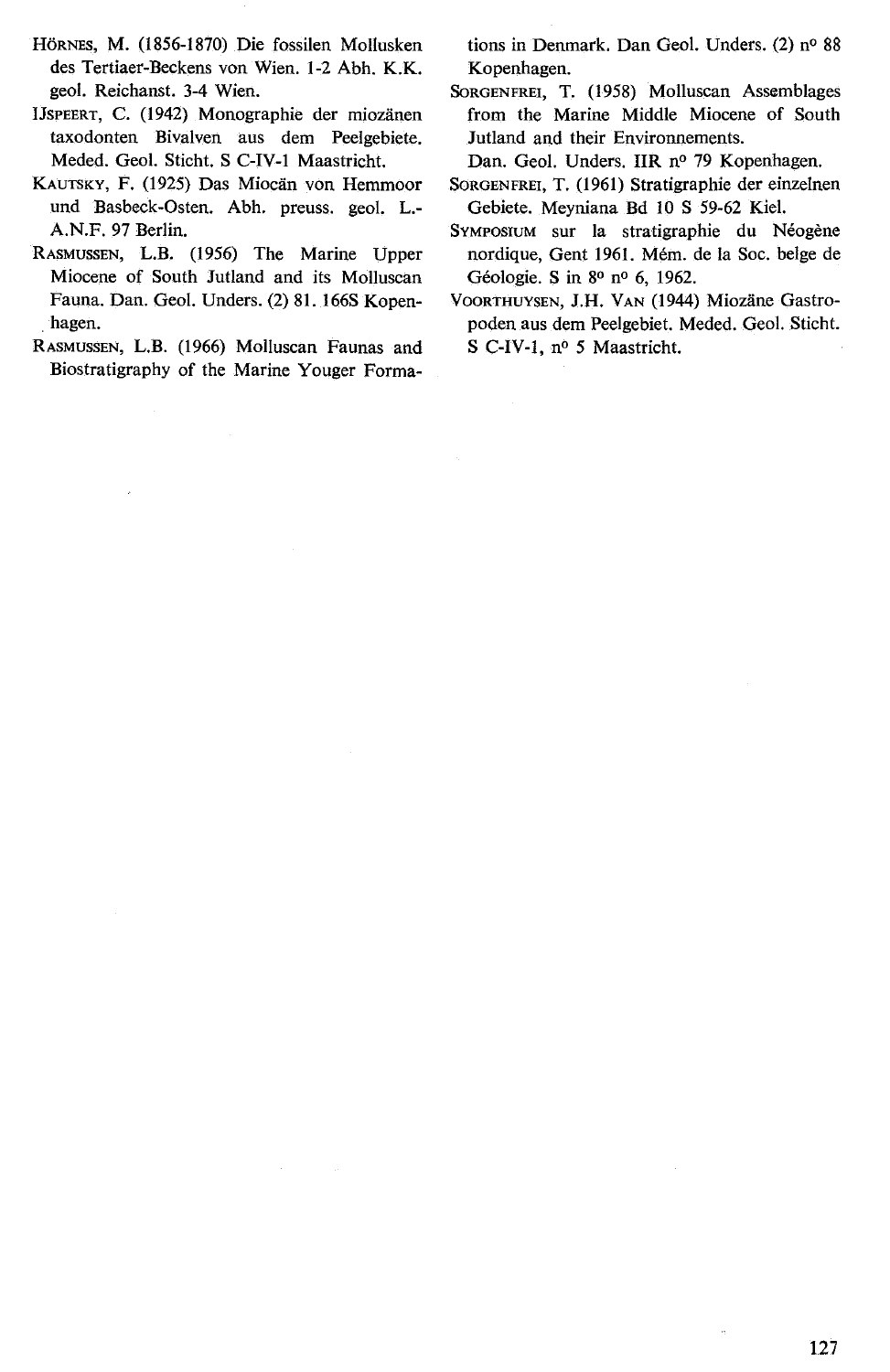HÖRNES, M. (1856-1870) Die fossilen Mollusken des Tertiaer-Beckens von Wien. 1-2 Abh. K.K. geol. Reichanst. 3-4 Wien.

IJSPEERT, C. (1942) Monographie der miozänen taxodonten Bivalven aus dem Peelgebiete. Meded. Geol. Sticht. S C-IV-1 Maastricht.

KAUTSKY, F. (1925) Das Miocän von Hemmoor und Basbeck-Osten. Abh. preuss. geol. L.-A.N.F. 97 Berlin.

RASMUSSEN, L.B. (1956) The Marine Upper Miocene of South Jutland and its Molluscan Fauna. Dan. Geol. Unders. (2) 81. 166S Kopenhagen.

RASMUSSEN, L.B. (1966) Molluscan Faunas and Biostratigraphy of the Marine Youger Formations in Denmark. Dan Geol. Unders. (2) n° 88 Kopenhagen.

SORGENFREI, T. (1958) Molluscan Assemblages from the Marine Middle Miocene of South Jutland and their Environnements. Dan. Geol. Unders. IIR n° 79 Kopenhagen.

SORGENFREI, T. (1961) Stratigraphie der einzelnen Gebiete. Meyniana Bd 10 S 59-62 Kiel.

SYMPOSIUM sur la stratigraphie du Néogène nordique, Gent 1961. Mém. de la Soc. belge de Géologie. S in 8° n° 6, 1962.

VOORTHUYSEN, J.H. VAN (1944) Miozäne Gastropoden aus dem Peelgebiet. Meded. Geol. Sticht. S C-IV-1, n° 5 Maastricht.